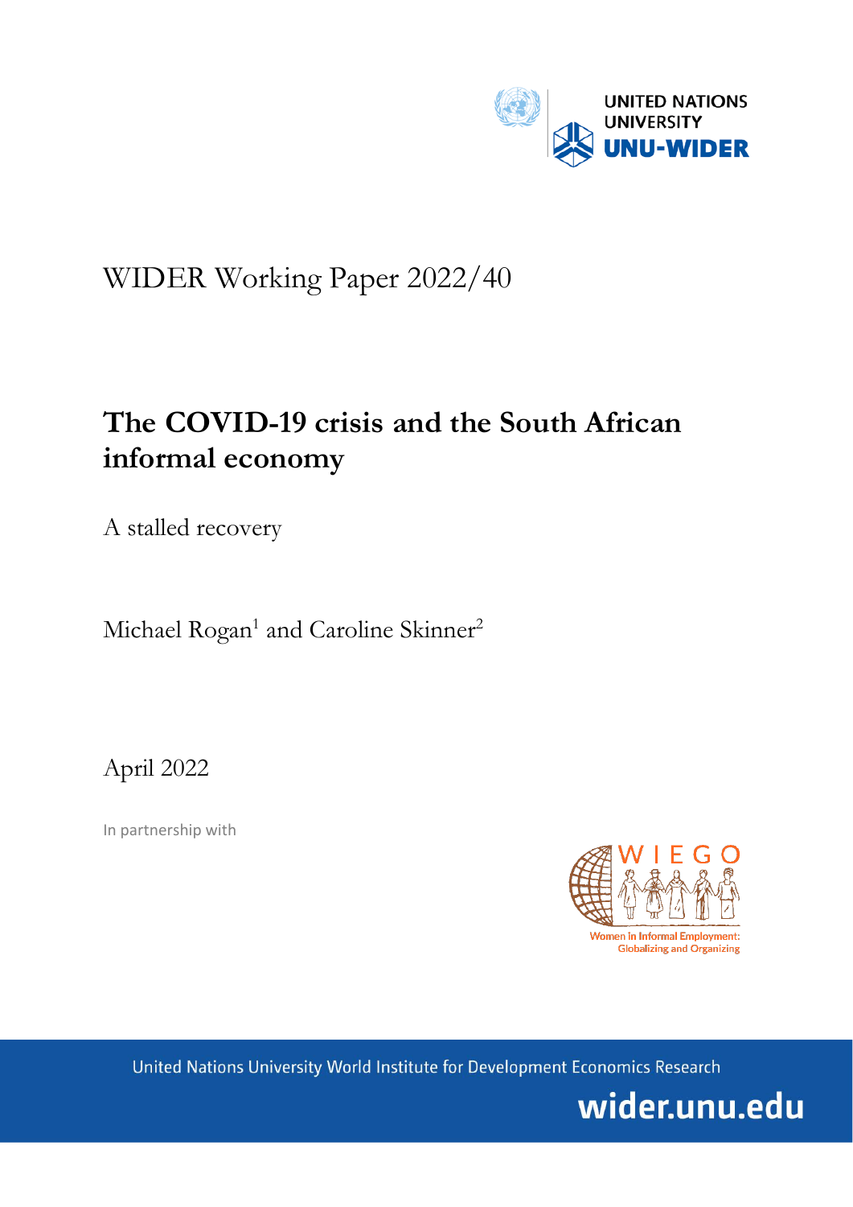UNITED NATIONS UNIVERSITY
UNU-WIDER

WIDER Working Paper 2022/40

# The COVID-19 crisis and the South African informal economy

A stalled recovery

Michael Rogan[1] and Caroline Skinner[2]

April 2022

In partnership with

WIEGO
Women in Informal Employment: Globalizing and Organizing

United Nations University World Institute for Development Economics Research

wider.unu.edu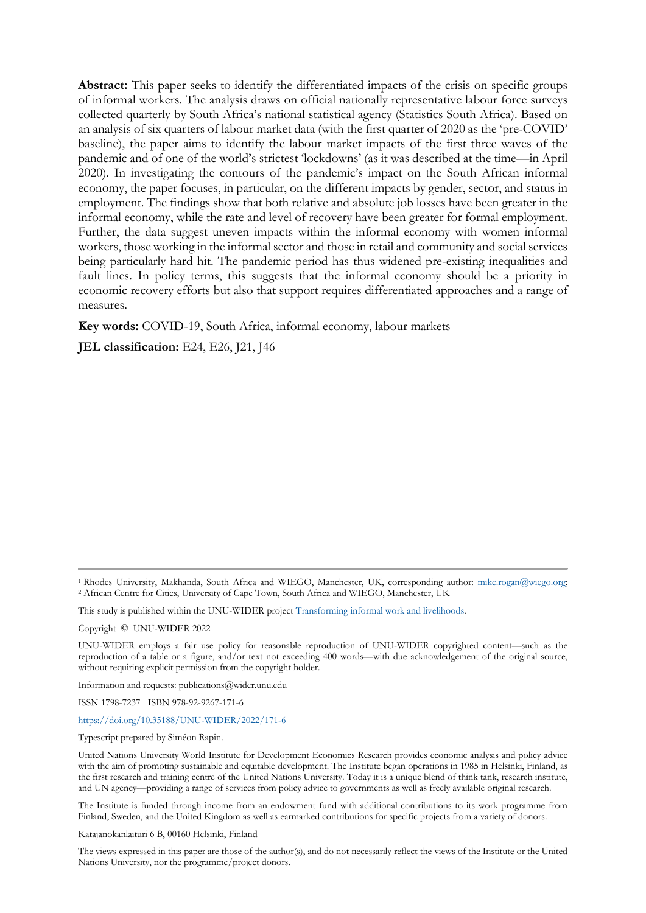**Abstract:** This paper seeks to identify the differentiated impacts of the crisis on specific groups of informal workers. The analysis draws on official nationally representative labour force surveys collected quarterly by South Africa's national statistical agency (Statistics South Africa). Based on an analysis of six quarters of labour market data (with the first quarter of 2020 as the 'pre-COVID' baseline), the paper aims to identify the labour market impacts of the first three waves of the pandemic and of one of the world's strictest 'lockdowns' (as it was described at the time—in April 2020). In investigating the contours of the pandemic's impact on the South African informal economy, the paper focuses, in particular, on the different impacts by gender, sector, and status in employment. The findings show that both relative and absolute job losses have been greater in the informal economy, while the rate and level of recovery have been greater for formal employment. Further, the data suggest uneven impacts within the informal economy with women informal workers, those working in the informal sector and those in retail and community and social services being particularly hard hit. The pandemic period has thus widened pre-existing inequalities and fault lines. In policy terms, this suggests that the informal economy should be a priority in economic recovery efforts but also that support requires differentiated approaches and a range of measures.

**Key words:** COVID-19, South Africa, informal economy, labour markets

**JEL classification:** E24, E26, J21, J46

---

[1] Rhodes University, Makhanda, South Africa and WIEGO, Manchester, UK, corresponding author: mike.rogan@wiego.org; [2] African Centre for Cities, University of Cape Town, South Africa and WIEGO, Manchester, UK

This study is published within the UNU-WIDER project Transforming informal work and livelihoods.

Copyright © UNU-WIDER 2022

UNU-WIDER employs a fair use policy for reasonable reproduction of UNU-WIDER copyrighted content—such as the reproduction of a table or a figure, and/or text not exceeding 400 words—with due acknowledgement of the original source, without requiring explicit permission from the copyright holder.

Information and requests: publications@wider.unu.edu

ISSN 1798-7237 ISBN 978-92-9267-171-6

https://doi.org/10.35188/UNU-WIDER/2022/171-6

Typescript prepared by Siméon Rapin.

United Nations University World Institute for Development Economics Research provides economic analysis and policy advice with the aim of promoting sustainable and equitable development. The Institute began operations in 1985 in Helsinki, Finland, as the first research and training centre of the United Nations University. Today it is a unique blend of think tank, research institute, and UN agency—providing a range of services from policy advice to governments as well as freely available original research.

The Institute is funded through income from an endowment fund with additional contributions to its work programme from Finland, Sweden, and the United Kingdom as well as earmarked contributions for specific projects from a variety of donors.

Katajanokanlaituri 6 B, 00160 Helsinki, Finland

The views expressed in this paper are those of the author(s), and do not necessarily reflect the views of the Institute or the United Nations University, nor the programme/project donors.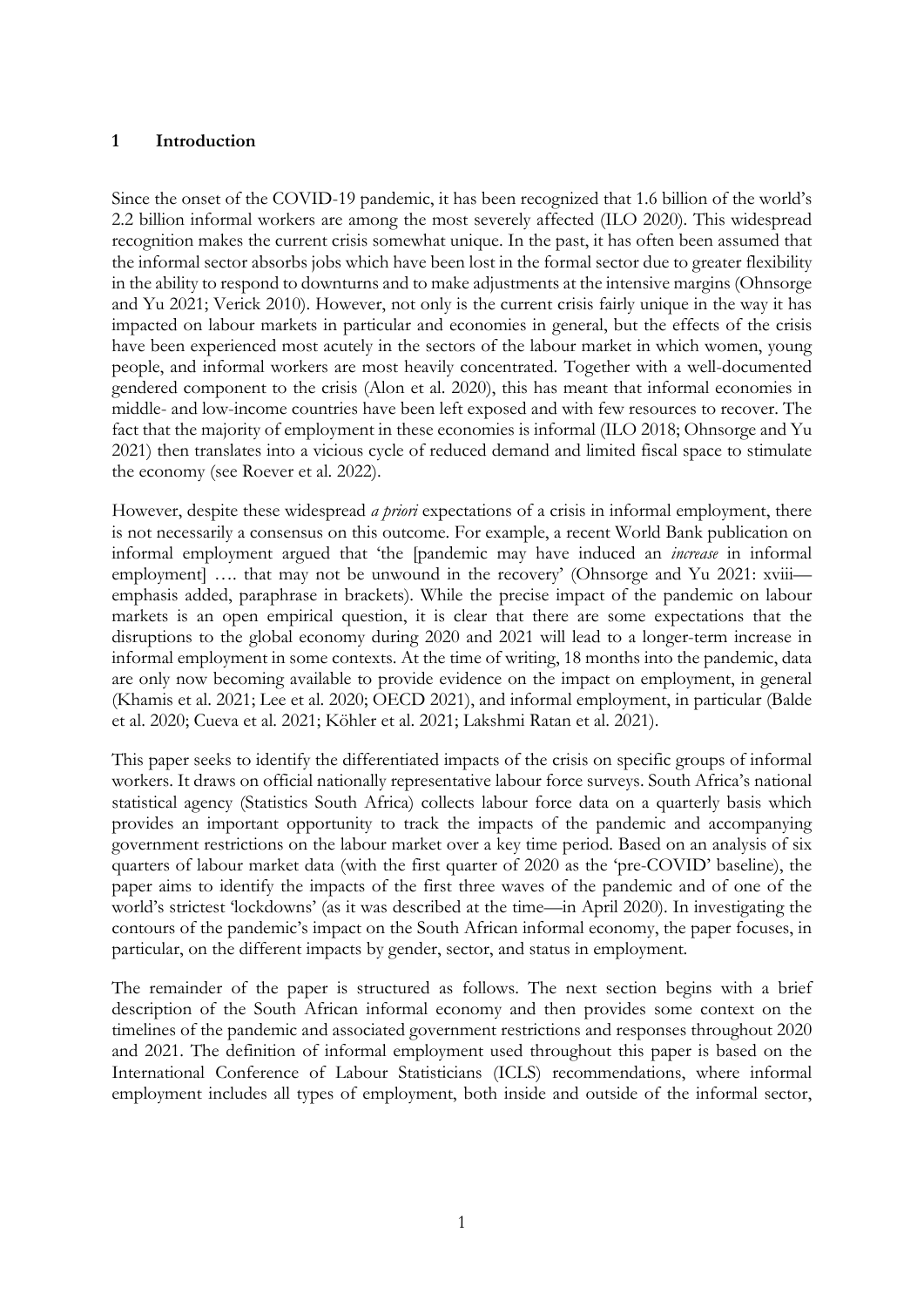## 1 Introduction

Since the onset of the COVID-19 pandemic, it has been recognized that 1.6 billion of the world's 2.2 billion informal workers are among the most severely affected (ILO 2020). This widespread recognition makes the current crisis somewhat unique. In the past, it has often been assumed that the informal sector absorbs jobs which have been lost in the formal sector due to greater flexibility in the ability to respond to downturns and to make adjustments at the intensive margins (Ohnsorge and Yu 2021; Verick 2010). However, not only is the current crisis fairly unique in the way it has impacted on labour markets in particular and economies in general, but the effects of the crisis have been experienced most acutely in the sectors of the labour market in which women, young people, and informal workers are most heavily concentrated. Together with a well-documented gendered component to the crisis (Alon et al. 2020), this has meant that informal economies in middle- and low-income countries have been left exposed and with few resources to recover. The fact that the majority of employment in these economies is informal (ILO 2018; Ohnsorge and Yu 2021) then translates into a vicious cycle of reduced demand and limited fiscal space to stimulate the economy (see Roever et al. 2022).

However, despite these widespread *a priori* expectations of a crisis in informal employment, there is not necessarily a consensus on this outcome. For example, a recent World Bank publication on informal employment argued that 'the [pandemic may have induced an *increase* in informal employment] …. that may not be unwound in the recovery' (Ohnsorge and Yu 2021: xviii—emphasis added, paraphrase in brackets). While the precise impact of the pandemic on labour markets is an open empirical question, it is clear that there are some expectations that the disruptions to the global economy during 2020 and 2021 will lead to a longer-term increase in informal employment in some contexts. At the time of writing, 18 months into the pandemic, data are only now becoming available to provide evidence on the impact on employment, in general (Khamis et al. 2021; Lee et al. 2020; OECD 2021), and informal employment, in particular (Balde et al. 2020; Cueva et al. 2021; Köhler et al. 2021; Lakshmi Ratan et al. 2021).

This paper seeks to identify the differentiated impacts of the crisis on specific groups of informal workers. It draws on official nationally representative labour force surveys. South Africa's national statistical agency (Statistics South Africa) collects labour force data on a quarterly basis which provides an important opportunity to track the impacts of the pandemic and accompanying government restrictions on the labour market over a key time period. Based on an analysis of six quarters of labour market data (with the first quarter of 2020 as the 'pre-COVID' baseline), the paper aims to identify the impacts of the first three waves of the pandemic and of one of the world's strictest 'lockdowns' (as it was described at the time—in April 2020). In investigating the contours of the pandemic's impact on the South African informal economy, the paper focuses, in particular, on the different impacts by gender, sector, and status in employment.

The remainder of the paper is structured as follows. The next section begins with a brief description of the South African informal economy and then provides some context on the timelines of the pandemic and associated government restrictions and responses throughout 2020 and 2021. The definition of informal employment used throughout this paper is based on the International Conference of Labour Statisticians (ICLS) recommendations, where informal employment includes all types of employment, both inside and outside of the informal sector,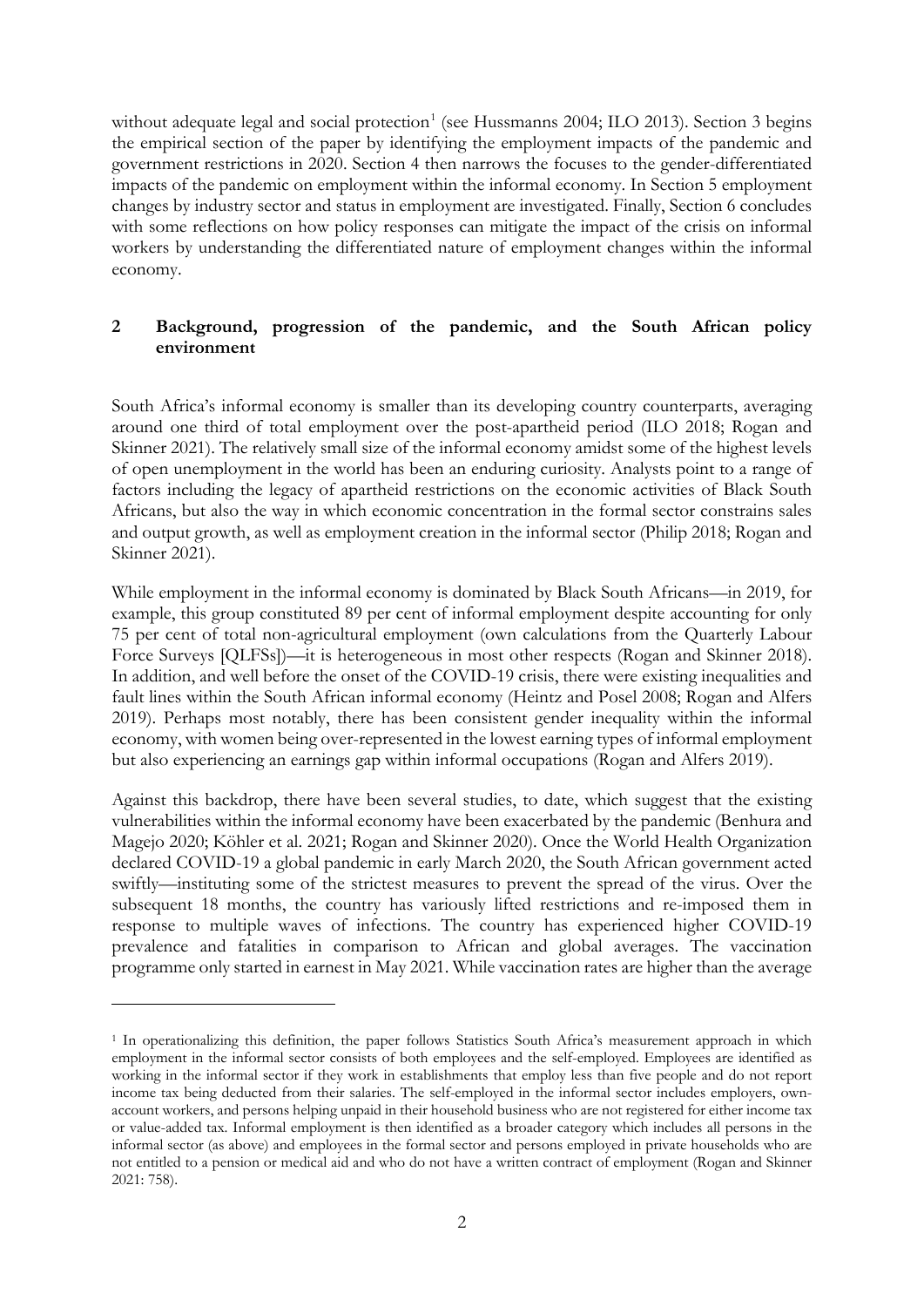without adequate legal and social protection[1] (see Hussmanns 2004; ILO 2013). Section 3 begins the empirical section of the paper by identifying the employment impacts of the pandemic and government restrictions in 2020. Section 4 then narrows the focuses to the gender-differentiated impacts of the pandemic on employment within the informal economy. In Section 5 employment changes by industry sector and status in employment are investigated. Finally, Section 6 concludes with some reflections on how policy responses can mitigate the impact of the crisis on informal workers by understanding the differentiated nature of employment changes within the informal economy.

## 2 Background, progression of the pandemic, and the South African policy environment

South Africa's informal economy is smaller than its developing country counterparts, averaging around one third of total employment over the post-apartheid period (ILO 2018; Rogan and Skinner 2021). The relatively small size of the informal economy amidst some of the highest levels of open unemployment in the world has been an enduring curiosity. Analysts point to a range of factors including the legacy of apartheid restrictions on the economic activities of Black South Africans, but also the way in which economic concentration in the formal sector constrains sales and output growth, as well as employment creation in the informal sector (Philip 2018; Rogan and Skinner 2021).

While employment in the informal economy is dominated by Black South Africans—in 2019, for example, this group constituted 89 per cent of informal employment despite accounting for only 75 per cent of total non-agricultural employment (own calculations from the Quarterly Labour Force Surveys [QLFSs])—it is heterogeneous in most other respects (Rogan and Skinner 2018). In addition, and well before the onset of the COVID-19 crisis, there were existing inequalities and fault lines within the South African informal economy (Heintz and Posel 2008; Rogan and Alfers 2019). Perhaps most notably, there has been consistent gender inequality within the informal economy, with women being over-represented in the lowest earning types of informal employment but also experiencing an earnings gap within informal occupations (Rogan and Alfers 2019).

Against this backdrop, there have been several studies, to date, which suggest that the existing vulnerabilities within the informal economy have been exacerbated by the pandemic (Benhura and Magejo 2020; Köhler et al. 2021; Rogan and Skinner 2020). Once the World Health Organization declared COVID-19 a global pandemic in early March 2020, the South African government acted swiftly—instituting some of the strictest measures to prevent the spread of the virus. Over the subsequent 18 months, the country has variously lifted restrictions and re-imposed them in response to multiple waves of infections. The country has experienced higher COVID-19 prevalence and fatalities in comparison to African and global averages. The vaccination programme only started in earnest in May 2021. While vaccination rates are higher than the average

[1] In operationalizing this definition, the paper follows Statistics South Africa's measurement approach in which employment in the informal sector consists of both employees and the self-employed. Employees are identified as working in the informal sector if they work in establishments that employ less than five people and do not report income tax being deducted from their salaries. The self-employed in the informal sector includes employers, own-account workers, and persons helping unpaid in their household business who are not registered for either income tax or value-added tax. Informal employment is then identified as a broader category which includes all persons in the informal sector (as above) and employees in the formal sector and persons employed in private households who are not entitled to a pension or medical aid and who do not have a written contract of employment (Rogan and Skinner 2021: 758).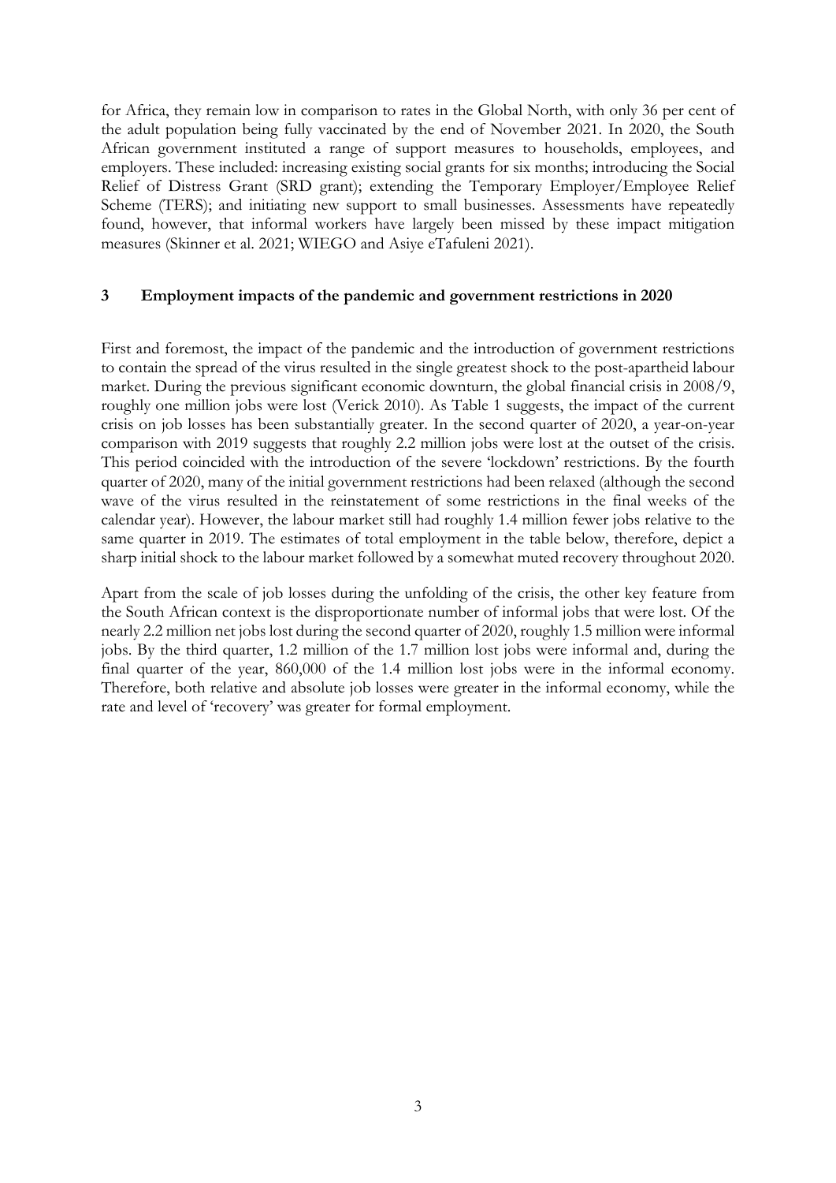for Africa, they remain low in comparison to rates in the Global North, with only 36 per cent of the adult population being fully vaccinated by the end of November 2021. In 2020, the South African government instituted a range of support measures to households, employees, and employers. These included: increasing existing social grants for six months; introducing the Social Relief of Distress Grant (SRD grant); extending the Temporary Employer/Employee Relief Scheme (TERS); and initiating new support to small businesses. Assessments have repeatedly found, however, that informal workers have largely been missed by these impact mitigation measures (Skinner et al. 2021; WIEGO and Asiye eTafuleni 2021).

## 3 Employment impacts of the pandemic and government restrictions in 2020

First and foremost, the impact of the pandemic and the introduction of government restrictions to contain the spread of the virus resulted in the single greatest shock to the post-apartheid labour market. During the previous significant economic downturn, the global financial crisis in 2008/9, roughly one million jobs were lost (Verick 2010). As Table 1 suggests, the impact of the current crisis on job losses has been substantially greater. In the second quarter of 2020, a year-on-year comparison with 2019 suggests that roughly 2.2 million jobs were lost at the outset of the crisis. This period coincided with the introduction of the severe 'lockdown' restrictions. By the fourth quarter of 2020, many of the initial government restrictions had been relaxed (although the second wave of the virus resulted in the reinstatement of some restrictions in the final weeks of the calendar year). However, the labour market still had roughly 1.4 million fewer jobs relative to the same quarter in 2019. The estimates of total employment in the table below, therefore, depict a sharp initial shock to the labour market followed by a somewhat muted recovery throughout 2020.

Apart from the scale of job losses during the unfolding of the crisis, the other key feature from the South African context is the disproportionate number of informal jobs that were lost. Of the nearly 2.2 million net jobs lost during the second quarter of 2020, roughly 1.5 million were informal jobs. By the third quarter, 1.2 million of the 1.7 million lost jobs were informal and, during the final quarter of the year, 860,000 of the 1.4 million lost jobs were in the informal economy. Therefore, both relative and absolute job losses were greater in the informal economy, while the rate and level of 'recovery' was greater for formal employment.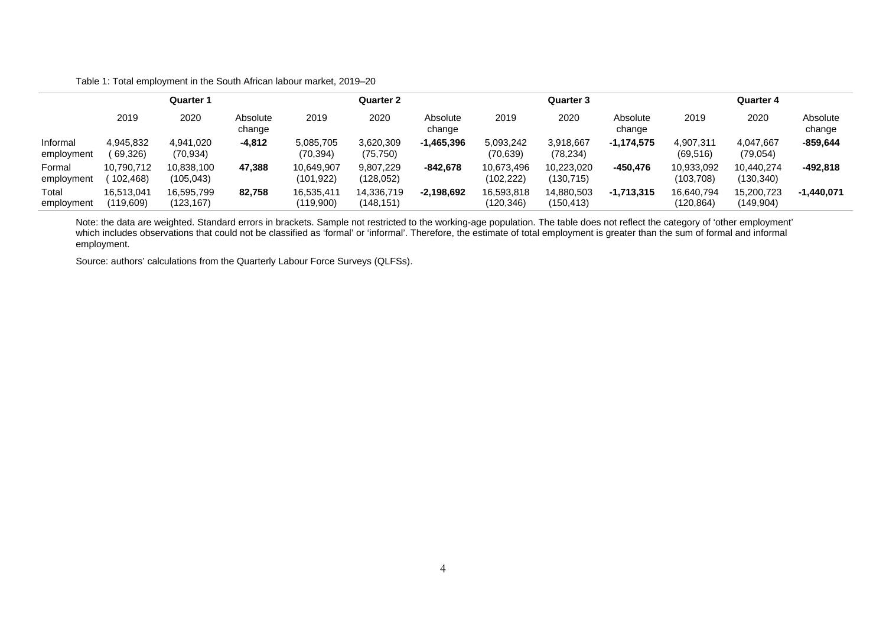Table 1: Total employment in the South African labour market, 2019–20

| | Quarter 1 | | | Quarter 2 | | | Quarter 3 | | | Quarter 4 | | |
|---|---|---|---|---|---|---|---|---|---|---|---|---|
| | 2019 | 2020 | Absolute change | 2019 | 2020 | Absolute change | 2019 | 2020 | Absolute change | 2019 | 2020 | Absolute change |
| Informal employment | 4,945,832 ( 69,326) | 4,941,020 (70,934) | **-4,812** | 5,085,705 (70,394) | 3,620,309 (75,750) | **-1,465,396** | 5,093,242 (70,639) | 3,918,667 (78,234) | **-1,174,575** | 4,907,311 (69,516) | 4,047,667 (79,054) | **-859,644** |
| Formal employment | 10,790,712 ( 102,468) | 10,838,100 (105,043) | **47,388** | 10,649,907 (101,922) | 9,807,229 (128,052) | **-842,678** | 10,673,496 (102,222) | 10,223,020 (130,715) | **-450,476** | 10,933,092 (103,708) | 10,440,274 (130,340) | **-492,818** |
| Total employment | 16,513,041 (119,609) | 16,595,799 (123,167) | **82,758** | 16,535,411 (119,900) | 14,336,719 (148,151) | **-2,198,692** | 16,593,818 (120,346) | 14,880,503 (150,413) | **-1,713,315** | 16,640,794 (120,864) | 15,200,723 (149,904) | **-1,440,071** |

Note: the data are weighted. Standard errors in brackets. Sample not restricted to the working-age population. The table does not reflect the category of 'other employment' which includes observations that could not be classified as 'formal' or 'informal'. Therefore, the estimate of total employment is greater than the sum of formal and informal employment.

Source: authors' calculations from the Quarterly Labour Force Surveys (QLFSs).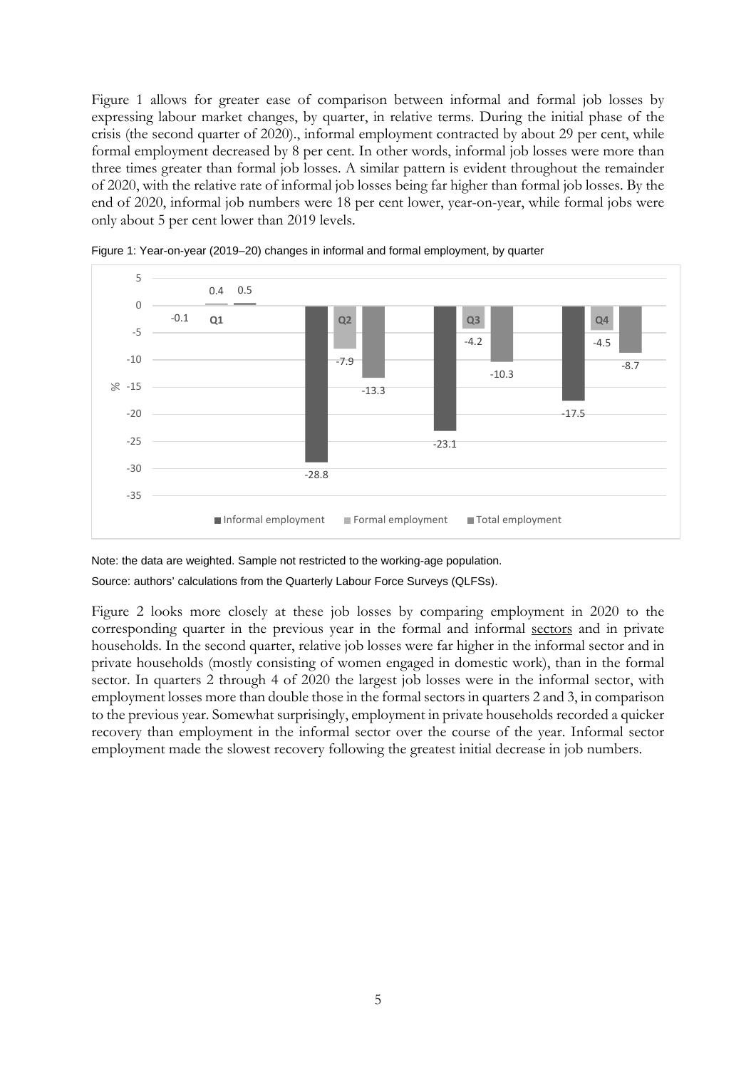Figure 1 allows for greater ease of comparison between informal and formal job losses by expressing labour market changes, by quarter, in relative terms. During the initial phase of the crisis (the second quarter of 2020)., informal employment contracted by about 29 per cent, while formal employment decreased by 8 per cent. In other words, informal job losses were more than three times greater than formal job losses. A similar pattern is evident throughout the remainder of 2020, with the relative rate of informal job losses being far higher than formal job losses. By the end of 2020, informal job numbers were 18 per cent lower, year-on-year, while formal jobs were only about 5 per cent lower than 2019 levels.

Figure 1: Year-on-year (2019–20) changes in informal and formal employment, by quarter

| Quarter | Informal employment (%) | Formal employment (%) | Total employment (%) |
| --- | --- | --- | --- |
| Q1 | -0.1 | 0.4 | 0.5 |
| Q2 | -28.8 | -7.9 | -13.3 |
| Q3 | -23.1 | -4.2 | -10.3 |
| Q4 | -17.5 | -4.5 | -8.7 |

Note: the data are weighted. Sample not restricted to the working-age population.

Source: authors' calculations from the Quarterly Labour Force Surveys (QLFSs).

Figure 2 looks more closely at these job losses by comparing employment in 2020 to the corresponding quarter in the previous year in the formal and informal sectors and in private households. In the second quarter, relative job losses were far higher in the informal sector and in private households (mostly consisting of women engaged in domestic work), than in the formal sector. In quarters 2 through 4 of 2020 the largest job losses were in the informal sector, with employment losses more than double those in the formal sectors in quarters 2 and 3, in comparison to the previous year. Somewhat surprisingly, employment in private households recorded a quicker recovery than employment in the informal sector over the course of the year. Informal sector employment made the slowest recovery following the greatest initial decrease in job numbers.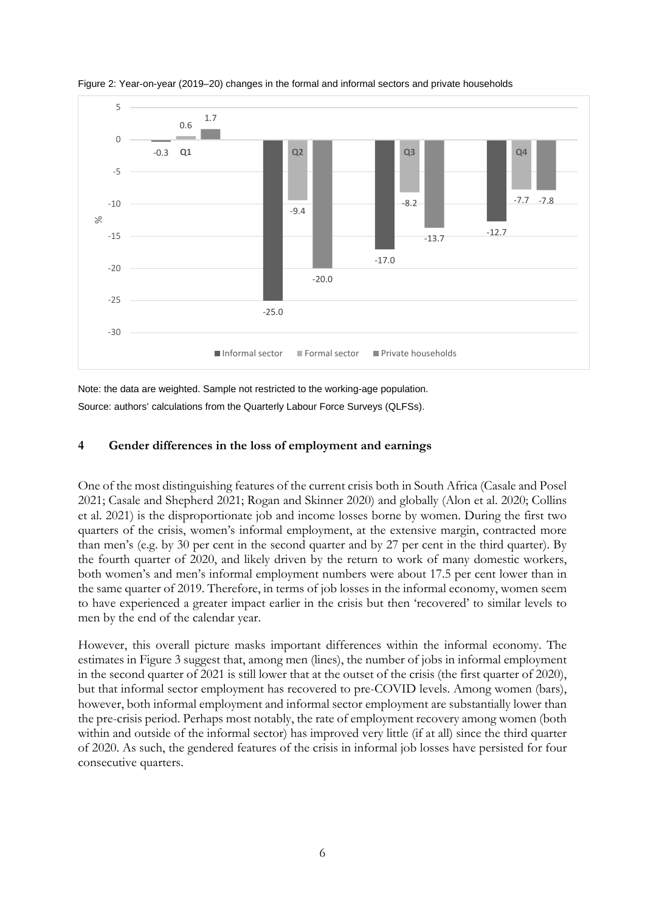Figure 2: Year-on-year (2019–20) changes in the formal and informal sectors and private households

| Quarter | Informal sector | Formal sector | Private households |
|---|---|---|---|
| Q1 | -0.3 | 0.6 | 1.7 |
| Q2 | -25.0 | -9.4 | -20.0 |
| Q3 | -17.0 | -8.2 | -13.7 |
| Q4 | -12.7 | -7.7 | -7.8 |

Note: the data are weighted. Sample not restricted to the working-age population.

Source: authors' calculations from the Quarterly Labour Force Surveys (QLFSs).

## 4 Gender differences in the loss of employment and earnings

One of the most distinguishing features of the current crisis both in South Africa (Casale and Posel 2021; Casale and Shepherd 2021; Rogan and Skinner 2020) and globally (Alon et al. 2020; Collins et al. 2021) is the disproportionate job and income losses borne by women. During the first two quarters of the crisis, women's informal employment, at the extensive margin, contracted more than men's (e.g. by 30 per cent in the second quarter and by 27 per cent in the third quarter). By the fourth quarter of 2020, and likely driven by the return to work of many domestic workers, both women's and men's informal employment numbers were about 17.5 per cent lower than in the same quarter of 2019. Therefore, in terms of job losses in the informal economy, women seem to have experienced a greater impact earlier in the crisis but then 'recovered' to similar levels to men by the end of the calendar year.

However, this overall picture masks important differences within the informal economy. The estimates in Figure 3 suggest that, among men (lines), the number of jobs in informal employment in the second quarter of 2021 is still lower that at the outset of the crisis (the first quarter of 2020), but that informal sector employment has recovered to pre-COVID levels. Among women (bars), however, both informal employment and informal sector employment are substantially lower than the pre-crisis period. Perhaps most notably, the rate of employment recovery among women (both within and outside of the informal sector) has improved very little (if at all) since the third quarter of 2020. As such, the gendered features of the crisis in informal job losses have persisted for four consecutive quarters.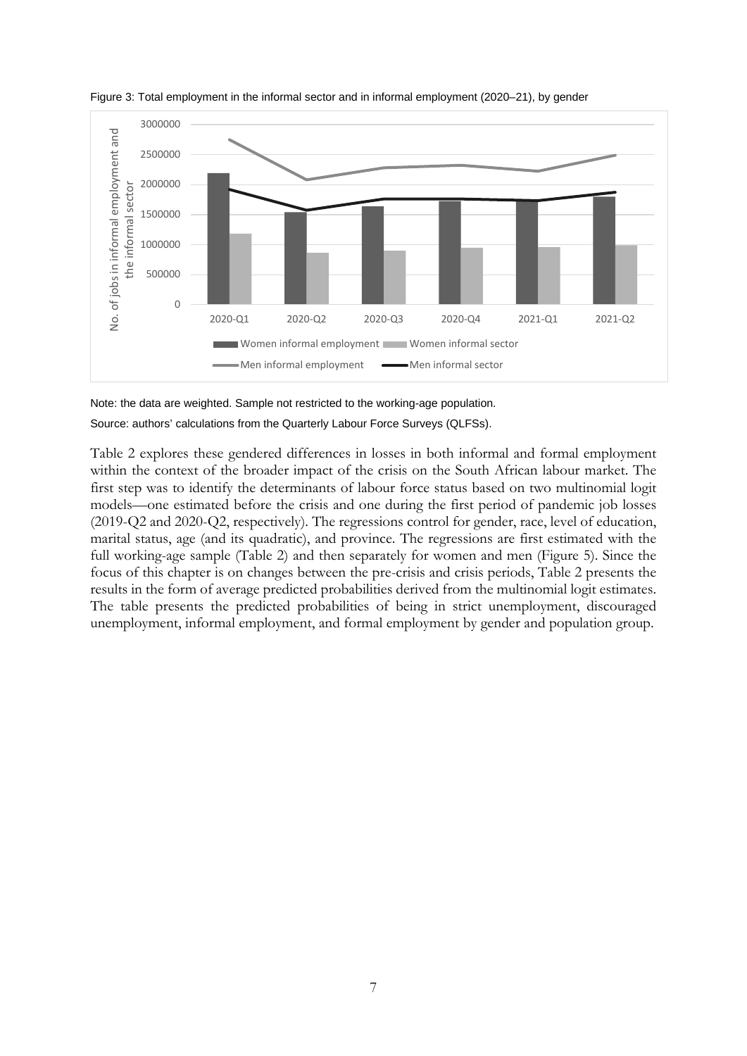Figure 3: Total employment in the informal sector and in informal employment (2020–21), by gender

Note: the data are weighted. Sample not restricted to the working-age population.

Source: authors' calculations from the Quarterly Labour Force Surveys (QLFSs).

Table 2 explores these gendered differences in losses in both informal and formal employment within the context of the broader impact of the crisis on the South African labour market. The first step was to identify the determinants of labour force status based on two multinomial logit models—one estimated before the crisis and one during the first period of pandemic job losses (2019-Q2 and 2020-Q2, respectively). The regressions control for gender, race, level of education, marital status, age (and its quadratic), and province. The regressions are first estimated with the full working-age sample (Table 2) and then separately for women and men (Figure 5). Since the focus of this chapter is on changes between the pre-crisis and crisis periods, Table 2 presents the results in the form of average predicted probabilities derived from the multinomial logit estimates. The table presents the predicted probabilities of being in strict unemployment, discouraged unemployment, informal employment, and formal employment by gender and population group.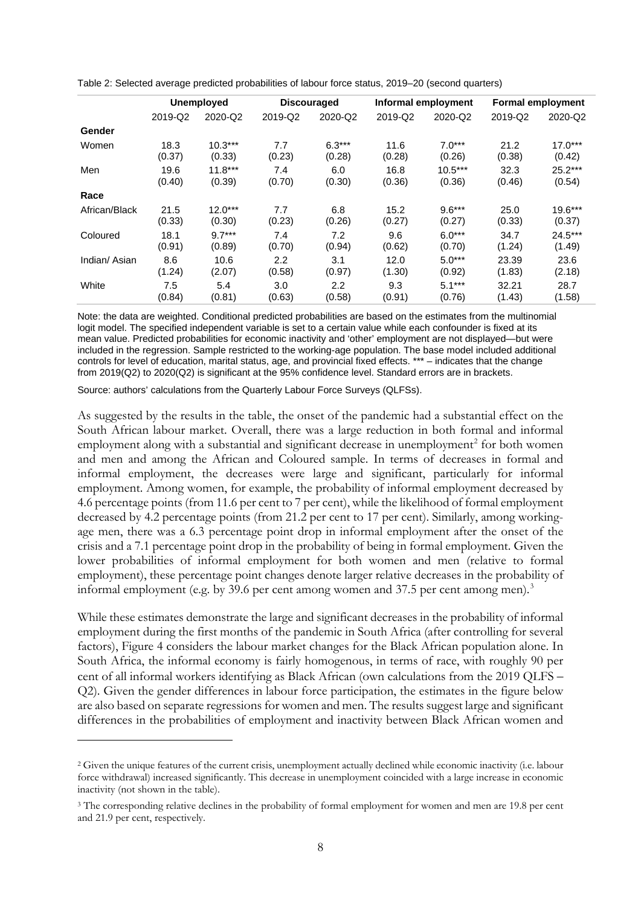Table 2: Selected average predicted probabilities of labour force status, 2019–20 (second quarters)

| | Unemployed | | Discouraged | | Informal employment | | Formal employment | |
|---|---|---|---|---|---|---|---|---|
| | 2019-Q2 | 2020-Q2 | 2019-Q2 | 2020-Q2 | 2019-Q2 | 2020-Q2 | 2019-Q2 | 2020-Q2 |
| **Gender** | | | | | | | | |
| Women | 18.3 (0.37) | 10.3*** (0.33) | 7.7 (0.23) | 6.3*** (0.28) | 11.6 (0.28) | 7.0*** (0.26) | 21.2 (0.38) | 17.0*** (0.42) |
| Men | 19.6 (0.40) | 11.8*** (0.39) | 7.4 (0.70) | 6.0 (0.30) | 16.8 (0.36) | 10.5*** (0.36) | 32.3 (0.46) | 25.2*** (0.54) |
| **Race** | | | | | | | | |
| African/Black | 21.5 (0.33) | 12.0*** (0.30) | 7.7 (0.23) | 6.8 (0.26) | 15.2 (0.27) | 9.6*** (0.27) | 25.0 (0.33) | 19.6*** (0.37) |
| Coloured | 18.1 (0.91) | 9.7*** (0.89) | 7.4 (0.70) | 7.2 (0.94) | 9.6 (0.62) | 6.0*** (0.70) | 34.7 (1.24) | 24.5*** (1.49) |
| Indian/ Asian | 8.6 (1.24) | 10.6 (2.07) | 2.2 (0.58) | 3.1 (0.97) | 12.0 (1.30) | 5.0*** (0.92) | 23.39 (1.83) | 23.6 (2.18) |
| White | 7.5 (0.84) | 5.4 (0.81) | 3.0 (0.63) | 2.2 (0.58) | 9.3 (0.91) | 5.1*** (0.76) | 32.21 (1.43) | 28.7 (1.58) |

Note: the data are weighted. Conditional predicted probabilities are based on the estimates from the multinomial logit model. The specified independent variable is set to a certain value while each confounder is fixed at its mean value. Predicted probabilities for economic inactivity and 'other' employment are not displayed—but were included in the regression. Sample restricted to the working-age population. The base model included additional controls for level of education, marital status, age, and provincial fixed effects. *** – indicates that the change from 2019(Q2) to 2020(Q2) is significant at the 95% confidence level. Standard errors are in brackets.

Source: authors' calculations from the Quarterly Labour Force Surveys (QLFSs).

As suggested by the results in the table, the onset of the pandemic had a substantial effect on the South African labour market. Overall, there was a large reduction in both formal and informal employment along with a substantial and significant decrease in unemployment[2] for both women and men and among the African and Coloured sample. In terms of decreases in formal and informal employment, the decreases were large and significant, particularly for informal employment. Among women, for example, the probability of informal employment decreased by 4.6 percentage points (from 11.6 per cent to 7 per cent), while the likelihood of formal employment decreased by 4.2 percentage points (from 21.2 per cent to 17 per cent). Similarly, among working-age men, there was a 6.3 percentage point drop in informal employment after the onset of the crisis and a 7.1 percentage point drop in the probability of being in formal employment. Given the lower probabilities of informal employment for both women and men (relative to formal employment), these percentage point changes denote larger relative decreases in the probability of informal employment (e.g. by 39.6 per cent among women and 37.5 per cent among men).[3]

While these estimates demonstrate the large and significant decreases in the probability of informal employment during the first months of the pandemic in South Africa (after controlling for several factors), Figure 4 considers the labour market changes for the Black African population alone. In South Africa, the informal economy is fairly homogenous, in terms of race, with roughly 90 per cent of all informal workers identifying as Black African (own calculations from the 2019 QLFS – Q2). Given the gender differences in labour force participation, the estimates in the figure below are also based on separate regressions for women and men. The results suggest large and significant differences in the probabilities of employment and inactivity between Black African women and

[2] Given the unique features of the current crisis, unemployment actually declined while economic inactivity (i.e. labour force withdrawal) increased significantly. This decrease in unemployment coincided with a large increase in economic inactivity (not shown in the table).

[3] The corresponding relative declines in the probability of formal employment for women and men are 19.8 per cent and 21.9 per cent, respectively.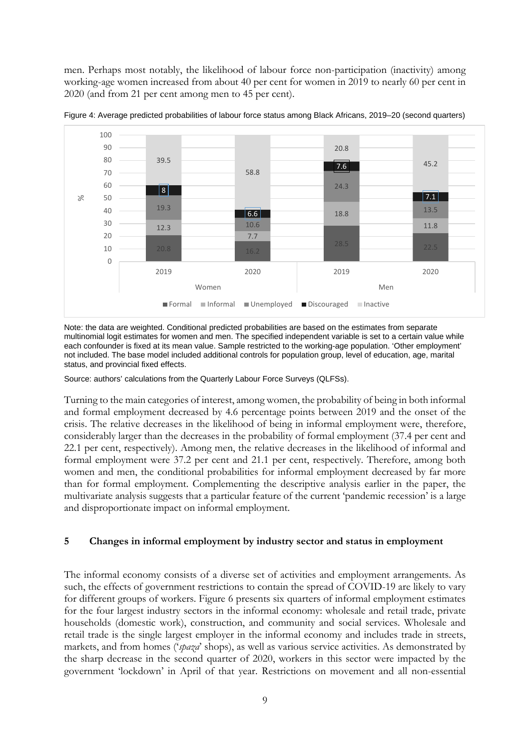men. Perhaps most notably, the likelihood of labour force non-participation (inactivity) among working-age women increased from about 40 per cent for women in 2019 to nearly 60 per cent in 2020 (and from 21 per cent among men to 45 per cent).

Figure 4: Average predicted probabilities of labour force status among Black Africans, 2019–20 (second quarters)

| % | Women 2019 | Women 2020 | Men 2019 | Men 2020 |
|---|---|---|---|---|
| Formal | 20.8 | 16.2 | 28.5 | 22.5 |
| Informal | 12.3 | 7.7 | 18.8 | 11.8 |
| Unemployed | 19.3 | 10.6 | 24.3 | 13.5 |
| Discouraged | 8 | 6.6 | 7.6 | 7.1 |
| Inactive | 39.5 | 58.8 | 20.8 | 45.2 |

Note: the data are weighted. Conditional predicted probabilities are based on the estimates from separate multinomial logit estimates for women and men. The specified independent variable is set to a certain value while each confounder is fixed at its mean value. Sample restricted to the working-age population. 'Other employment' not included. The base model included additional controls for population group, level of education, age, marital status, and provincial fixed effects.

Source: authors' calculations from the Quarterly Labour Force Surveys (QLFSs).

Turning to the main categories of interest, among women, the probability of being in both informal and formal employment decreased by 4.6 percentage points between 2019 and the onset of the crisis. The relative decreases in the likelihood of being in informal employment were, therefore, considerably larger than the decreases in the probability of formal employment (37.4 per cent and 22.1 per cent, respectively). Among men, the relative decreases in the likelihood of informal and formal employment were 37.2 per cent and 21.1 per cent, respectively. Therefore, among both women and men, the conditional probabilities for informal employment decreased by far more than for formal employment. Complementing the descriptive analysis earlier in the paper, the multivariate analysis suggests that a particular feature of the current 'pandemic recession' is a large and disproportionate impact on informal employment.

## 5 Changes in informal employment by industry sector and status in employment

The informal economy consists of a diverse set of activities and employment arrangements. As such, the effects of government restrictions to contain the spread of COVID-19 are likely to vary for different groups of workers. Figure 6 presents six quarters of informal employment estimates for the four largest industry sectors in the informal economy: wholesale and retail trade, private households (domestic work), construction, and community and social services. Wholesale and retail trade is the single largest employer in the informal economy and includes trade in streets, markets, and from homes ('*spaza*' shops), as well as various service activities. As demonstrated by the sharp decrease in the second quarter of 2020, workers in this sector were impacted by the government 'lockdown' in April of that year. Restrictions on movement and all non-essential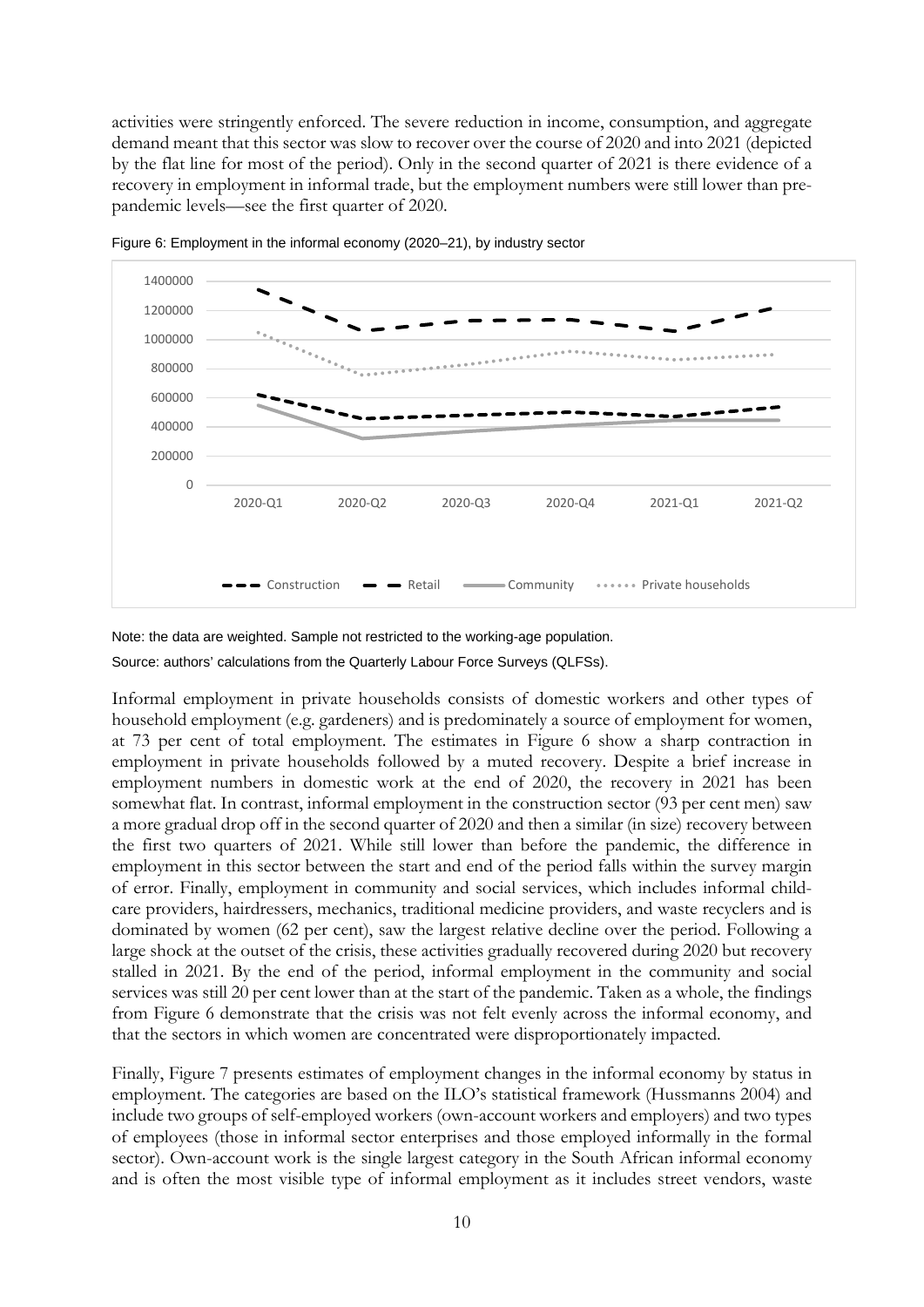activities were stringently enforced. The severe reduction in income, consumption, and aggregate demand meant that this sector was slow to recover over the course of 2020 and into 2021 (depicted by the flat line for most of the period). Only in the second quarter of 2021 is there evidence of a recovery in employment in informal trade, but the employment numbers were still lower than pre-pandemic levels—see the first quarter of 2020.

Figure 6: Employment in the informal economy (2020–21), by industry sector

Note: the data are weighted. Sample not restricted to the working-age population.

Source: authors' calculations from the Quarterly Labour Force Surveys (QLFSs).

Informal employment in private households consists of domestic workers and other types of household employment (e.g. gardeners) and is predominately a source of employment for women, at 73 per cent of total employment. The estimates in Figure 6 show a sharp contraction in employment in private households followed by a muted recovery. Despite a brief increase in employment numbers in domestic work at the end of 2020, the recovery in 2021 has been somewhat flat. In contrast, informal employment in the construction sector (93 per cent men) saw a more gradual drop off in the second quarter of 2020 and then a similar (in size) recovery between the first two quarters of 2021. While still lower than before the pandemic, the difference in employment in this sector between the start and end of the period falls within the survey margin of error. Finally, employment in community and social services, which includes informal child-care providers, hairdressers, mechanics, traditional medicine providers, and waste recyclers and is dominated by women (62 per cent), saw the largest relative decline over the period. Following a large shock at the outset of the crisis, these activities gradually recovered during 2020 but recovery stalled in 2021. By the end of the period, informal employment in the community and social services was still 20 per cent lower than at the start of the pandemic. Taken as a whole, the findings from Figure 6 demonstrate that the crisis was not felt evenly across the informal economy, and that the sectors in which women are concentrated were disproportionately impacted.

Finally, Figure 7 presents estimates of employment changes in the informal economy by status in employment. The categories are based on the ILO's statistical framework (Hussmanns 2004) and include two groups of self-employed workers (own-account workers and employers) and two types of employees (those in informal sector enterprises and those employed informally in the formal sector). Own-account work is the single largest category in the South African informal economy and is often the most visible type of informal employment as it includes street vendors, waste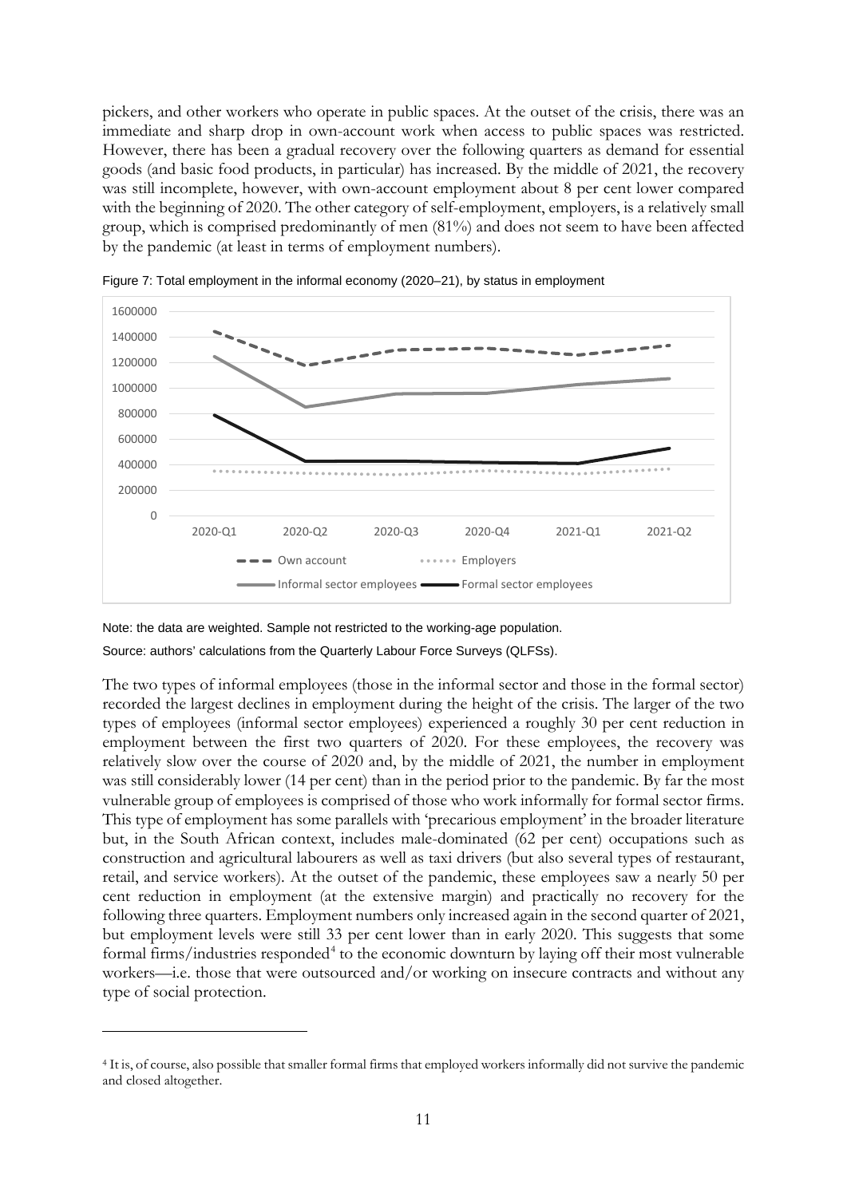pickers, and other workers who operate in public spaces. At the outset of the crisis, there was an immediate and sharp drop in own-account work when access to public spaces was restricted. However, there has been a gradual recovery over the following quarters as demand for essential goods (and basic food products, in particular) has increased. By the middle of 2021, the recovery was still incomplete, however, with own-account employment about 8 per cent lower compared with the beginning of 2020. The other category of self-employment, employers, is a relatively small group, which is comprised predominantly of men (81%) and does not seem to have been affected by the pandemic (at least in terms of employment numbers).

Figure 7: Total employment in the informal economy (2020–21), by status in employment

Note: the data are weighted. Sample not restricted to the working-age population.

Source: authors' calculations from the Quarterly Labour Force Surveys (QLFSs).

The two types of informal employees (those in the informal sector and those in the formal sector) recorded the largest declines in employment during the height of the crisis. The larger of the two types of employees (informal sector employees) experienced a roughly 30 per cent reduction in employment between the first two quarters of 2020. For these employees, the recovery was relatively slow over the course of 2020 and, by the middle of 2021, the number in employment was still considerably lower (14 per cent) than in the period prior to the pandemic. By far the most vulnerable group of employees is comprised of those who work informally for formal sector firms. This type of employment has some parallels with 'precarious employment' in the broader literature but, in the South African context, includes male-dominated (62 per cent) occupations such as construction and agricultural labourers as well as taxi drivers (but also several types of restaurant, retail, and service workers). At the outset of the pandemic, these employees saw a nearly 50 per cent reduction in employment (at the extensive margin) and practically no recovery for the following three quarters. Employment numbers only increased again in the second quarter of 2021, but employment levels were still 33 per cent lower than in early 2020. This suggests that some formal firms/industries responded[4] to the economic downturn by laying off their most vulnerable workers—i.e. those that were outsourced and/or working on insecure contracts and without any type of social protection.

[4] It is, of course, also possible that smaller formal firms that employed workers informally did not survive the pandemic and closed altogether.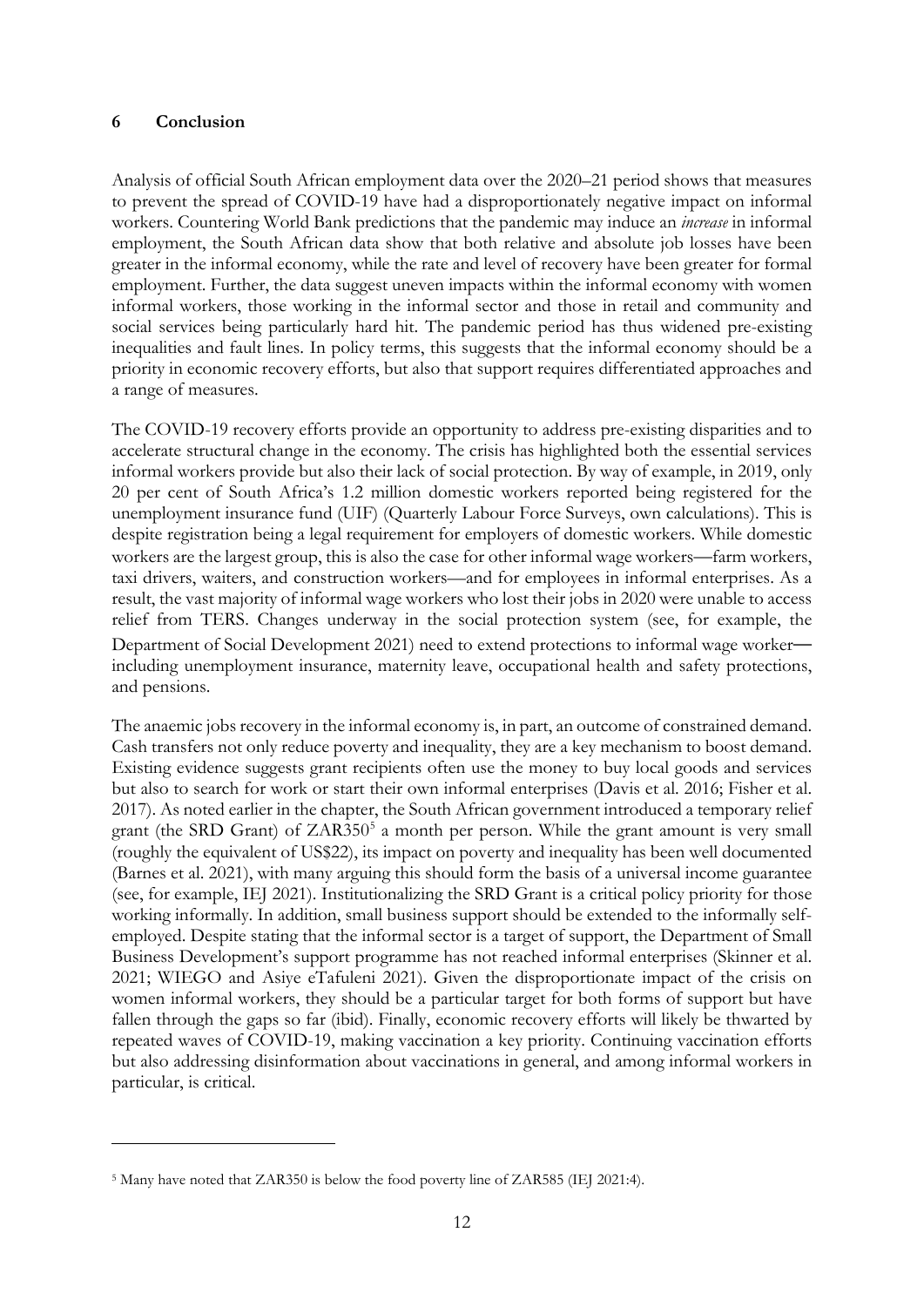## 6 Conclusion

Analysis of official South African employment data over the 2020–21 period shows that measures to prevent the spread of COVID-19 have had a disproportionately negative impact on informal workers. Countering World Bank predictions that the pandemic may induce an *increase* in informal employment, the South African data show that both relative and absolute job losses have been greater in the informal economy, while the rate and level of recovery have been greater for formal employment. Further, the data suggest uneven impacts within the informal economy with women informal workers, those working in the informal sector and those in retail and community and social services being particularly hard hit. The pandemic period has thus widened pre-existing inequalities and fault lines. In policy terms, this suggests that the informal economy should be a priority in economic recovery efforts, but also that support requires differentiated approaches and a range of measures.

The COVID-19 recovery efforts provide an opportunity to address pre-existing disparities and to accelerate structural change in the economy. The crisis has highlighted both the essential services informal workers provide but also their lack of social protection. By way of example, in 2019, only 20 per cent of South Africa's 1.2 million domestic workers reported being registered for the unemployment insurance fund (UIF) (Quarterly Labour Force Surveys, own calculations). This is despite registration being a legal requirement for employers of domestic workers. While domestic workers are the largest group, this is also the case for other informal wage workers—farm workers, taxi drivers, waiters, and construction workers—and for employees in informal enterprises. As a result, the vast majority of informal wage workers who lost their jobs in 2020 were unable to access relief from TERS. Changes underway in the social protection system (see, for example, the Department of Social Development 2021) need to extend protections to informal wage worker—including unemployment insurance, maternity leave, occupational health and safety protections, and pensions.

The anaemic jobs recovery in the informal economy is, in part, an outcome of constrained demand. Cash transfers not only reduce poverty and inequality, they are a key mechanism to boost demand. Existing evidence suggests grant recipients often use the money to buy local goods and services but also to search for work or start their own informal enterprises (Davis et al. 2016; Fisher et al. 2017). As noted earlier in the chapter, the South African government introduced a temporary relief grant (the SRD Grant) of ZAR350[5] a month per person. While the grant amount is very small (roughly the equivalent of US$22), its impact on poverty and inequality has been well documented (Barnes et al. 2021), with many arguing this should form the basis of a universal income guarantee (see, for example, IEJ 2021). Institutionalizing the SRD Grant is a critical policy priority for those working informally. In addition, small business support should be extended to the informally self-employed. Despite stating that the informal sector is a target of support, the Department of Small Business Development's support programme has not reached informal enterprises (Skinner et al. 2021; WIEGO and Asiye eTafuleni 2021). Given the disproportionate impact of the crisis on women informal workers, they should be a particular target for both forms of support but have fallen through the gaps so far (ibid). Finally, economic recovery efforts will likely be thwarted by repeated waves of COVID-19, making vaccination a key priority. Continuing vaccination efforts but also addressing disinformation about vaccinations in general, and among informal workers in particular, is critical.

[5] Many have noted that ZAR350 is below the food poverty line of ZAR585 (IEJ 2021:4).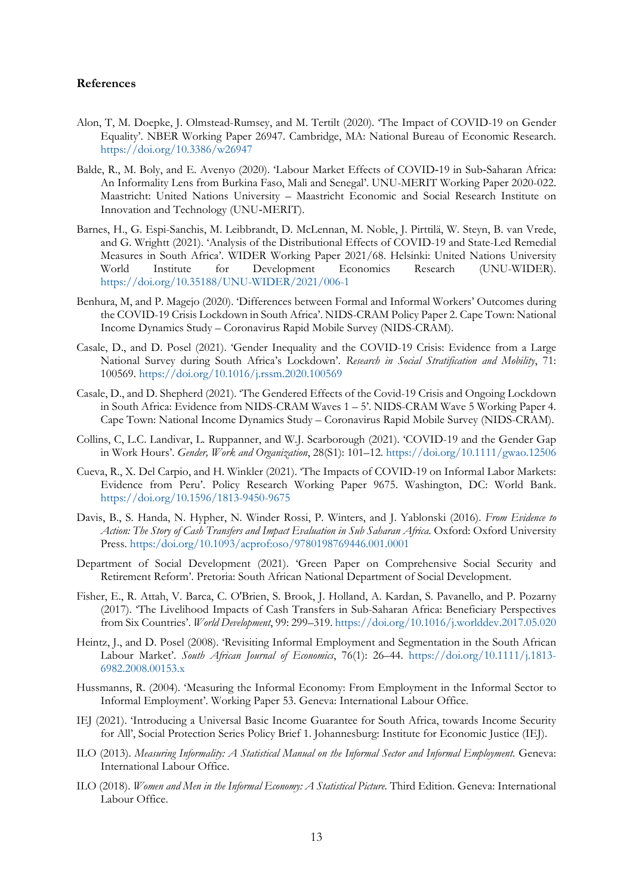### References

Alon, T, M. Doepke, J. Olmstead-Rumsey, and M. Tertilt (2020). 'The Impact of COVID-19 on Gender Equality'. NBER Working Paper 26947. Cambridge, MA: National Bureau of Economic Research. https://doi.org/10.3386/w26947

Balde, R., M. Boly, and E. Avenyo (2020). 'Labour Market Effects of COVID-19 in Sub-Saharan Africa: An Informality Lens from Burkina Faso, Mali and Senegal'. UNU-MERIT Working Paper 2020-022. Maastricht: United Nations University – Maastricht Economic and Social Research Institute on Innovation and Technology (UNU-MERIT).

Barnes, H., G. Espi-Sanchis, M. Leibbrandt, D. McLennan, M. Noble, J. Pirttilä, W. Steyn, B. van Vrede, and G. Wrightt (2021). 'Analysis of the Distributional Effects of COVID-19 and State-Led Remedial Measures in South Africa'. WIDER Working Paper 2021/68. Helsinki: United Nations University World Institute for Development Economics Research (UNU-WIDER). https://doi.org/10.35188/UNU-WIDER/2021/006-1

Benhura, M, and P. Magejo (2020). 'Differences between Formal and Informal Workers' Outcomes during the COVID-19 Crisis Lockdown in South Africa'. NIDS-CRAM Policy Paper 2. Cape Town: National Income Dynamics Study – Coronavirus Rapid Mobile Survey (NIDS-CRAM).

Casale, D., and D. Posel (2021). 'Gender Inequality and the COVID-19 Crisis: Evidence from a Large National Survey during South Africa's Lockdown'. *Research in Social Stratification and Mobility*, 71: 100569. https://doi.org/10.1016/j.rssm.2020.100569

Casale, D., and D. Shepherd (2021). 'The Gendered Effects of the Covid-19 Crisis and Ongoing Lockdown in South Africa: Evidence from NIDS-CRAM Waves 1 – 5'. NIDS-CRAM Wave 5 Working Paper 4. Cape Town: National Income Dynamics Study – Coronavirus Rapid Mobile Survey (NIDS-CRAM).

Collins, C, L.C. Landivar, L. Ruppanner, and W.J. Scarborough (2021). 'COVID-19 and the Gender Gap in Work Hours'. *Gender, Work and Organization*, 28(S1): 101–12. https://doi.org/10.1111/gwao.12506

Cueva, R., X. Del Carpio, and H. Winkler (2021). 'The Impacts of COVID-19 on Informal Labor Markets: Evidence from Peru'. Policy Research Working Paper 9675. Washington, DC: World Bank. https://doi.org/10.1596/1813-9450-9675

Davis, B., S. Handa, N. Hypher, N. Winder Rossi, P. Winters, and J. Yablonski (2016). *From Evidence to Action: The Story of Cash Transfers and Impact Evaluation in Sub Saharan Africa.* Oxford: Oxford University Press. https://doi.org/10.1093/acprof:oso/9780198769446.001.0001

Department of Social Development (2021). 'Green Paper on Comprehensive Social Security and Retirement Reform'. Pretoria: South African National Department of Social Development.

Fisher, E., R. Attah, V. Barca, C. O'Brien, S. Brook, J. Holland, A. Kardan, S. Pavanello, and P. Pozarny (2017). 'The Livelihood Impacts of Cash Transfers in Sub-Saharan Africa: Beneficiary Perspectives from Six Countries'. *World Development*, 99: 299–319. https://doi.org/10.1016/j.worlddev.2017.05.020

Heintz, J., and D. Posel (2008). 'Revisiting Informal Employment and Segmentation in the South African Labour Market'. *South African Journal of Economics*, 76(1): 26–44. https://doi.org/10.1111/j.1813-6982.2008.00153.x

Hussmanns, R. (2004). 'Measuring the Informal Economy: From Employment in the Informal Sector to Informal Employment'. Working Paper 53. Geneva: International Labour Office.

IEJ (2021). 'Introducing a Universal Basic Income Guarantee for South Africa, towards Income Security for All', Social Protection Series Policy Brief 1. Johannesburg: Institute for Economic Justice (IEJ).

ILO (2013). *Measuring Informality: A Statistical Manual on the Informal Sector and Informal Employment.* Geneva: International Labour Office.

ILO (2018). *Women and Men in the Informal Economy: A Statistical Picture.* Third Edition. Geneva: International Labour Office.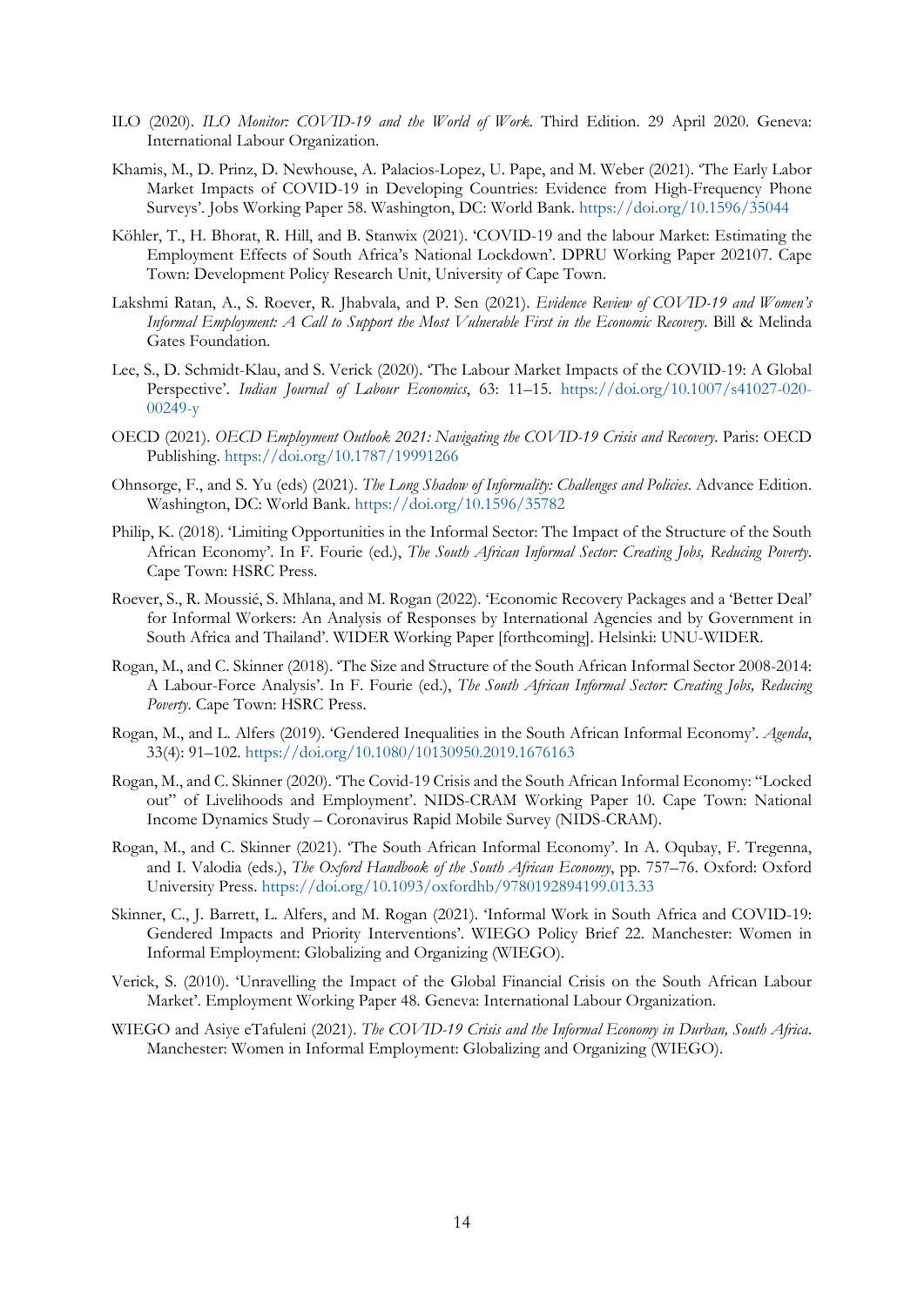ILO (2020). *ILO Monitor: COVID-19 and the World of Work*. Third Edition. 29 April 2020. Geneva: International Labour Organization.

Khamis, M., D. Prinz, D. Newhouse, A. Palacios-Lopez, U. Pape, and M. Weber (2021). 'The Early Labor Market Impacts of COVID-19 in Developing Countries: Evidence from High-Frequency Phone Surveys'. Jobs Working Paper 58. Washington, DC: World Bank. https://doi.org/10.1596/35044

Köhler, T., H. Bhorat, R. Hill, and B. Stanwix (2021). 'COVID-19 and the labour Market: Estimating the Employment Effects of South Africa's National Lockdown'. DPRU Working Paper 202107. Cape Town: Development Policy Research Unit, University of Cape Town.

Lakshmi Ratan, A., S. Roever, R. Jhabvala, and P. Sen (2021). *Evidence Review of COVID-19 and Women's Informal Employment: A Call to Support the Most Vulnerable First in the Economic Recovery*. Bill & Melinda Gates Foundation.

Lee, S., D. Schmidt-Klau, and S. Verick (2020). 'The Labour Market Impacts of the COVID-19: A Global Perspective'. *Indian Journal of Labour Economics*, 63: 11–15. https://doi.org/10.1007/s41027-020-00249-y

OECD (2021). *OECD Employment Outlook 2021: Navigating the COVID-19 Crisis and Recovery*. Paris: OECD Publishing. https://doi.org/10.1787/19991266

Ohnsorge, F., and S. Yu (eds) (2021). *The Long Shadow of Informality: Challenges and Policies*. Advance Edition. Washington, DC: World Bank. https://doi.org/10.1596/35782

Philip, K. (2018). 'Limiting Opportunities in the Informal Sector: The Impact of the Structure of the South African Economy'. In F. Fourie (ed.), *The South African Informal Sector: Creating Jobs, Reducing Poverty*. Cape Town: HSRC Press.

Roever, S., R. Moussié, S. Mhlana, and M. Rogan (2022). 'Economic Recovery Packages and a 'Better Deal' for Informal Workers: An Analysis of Responses by International Agencies and by Government in South Africa and Thailand'. WIDER Working Paper [forthcoming]. Helsinki: UNU-WIDER.

Rogan, M., and C. Skinner (2018). 'The Size and Structure of the South African Informal Sector 2008-2014: A Labour-Force Analysis'. In F. Fourie (ed.), *The South African Informal Sector: Creating Jobs, Reducing Poverty*. Cape Town: HSRC Press.

Rogan, M., and L. Alfers (2019). 'Gendered Inequalities in the South African Informal Economy'. *Agenda*, 33(4): 91–102. https://doi.org/10.1080/10130950.2019.1676163

Rogan, M., and C. Skinner (2020). 'The Covid-19 Crisis and the South African Informal Economy: "Locked out" of Livelihoods and Employment'. NIDS-CRAM Working Paper 10. Cape Town: National Income Dynamics Study – Coronavirus Rapid Mobile Survey (NIDS-CRAM).

Rogan, M., and C. Skinner (2021). 'The South African Informal Economy'. In A. Oqubay, F. Tregenna, and I. Valodia (eds.), *The Oxford Handbook of the South African Economy*, pp. 757–76. Oxford: Oxford University Press. https://doi.org/10.1093/oxfordhb/9780192894199.013.33

Skinner, C., J. Barrett, L. Alfers, and M. Rogan (2021). 'Informal Work in South Africa and COVID-19: Gendered Impacts and Priority Interventions'. WIEGO Policy Brief 22. Manchester: Women in Informal Employment: Globalizing and Organizing (WIEGO).

Verick, S. (2010). 'Unravelling the Impact of the Global Financial Crisis on the South African Labour Market'. Employment Working Paper 48. Geneva: International Labour Organization.

WIEGO and Asiye eTafuleni (2021). *The COVID-19 Crisis and the Informal Economy in Durban, South Africa*. Manchester: Women in Informal Employment: Globalizing and Organizing (WIEGO).